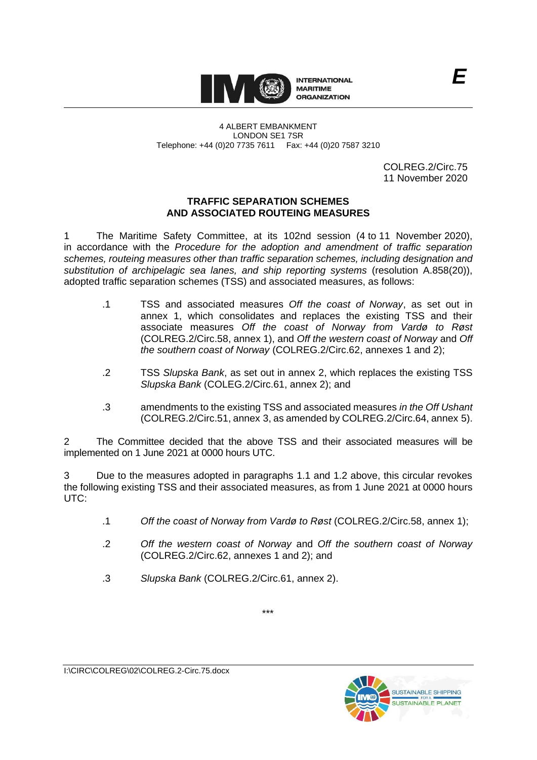INTERNATIONAL MARITIME ORGANIZATION

*E*

4 ALBERT EMBANKMENT
LONDON SE1 7SR
Telephone: +44 (0)20 7735 7611 Fax: +44 (0)20 7587 3210

COLREG.2/Circ.75
11 November 2020

**TRAFFIC SEPARATION SCHEMES AND ASSOCIATED ROUTEING MEASURES**

1 The Maritime Safety Committee, at its 102nd session (4 to 11 November 2020), in accordance with the *Procedure for the adoption and amendment of traffic separation schemes, routeing measures other than traffic separation schemes, including designation and substitution of archipelagic sea lanes, and ship reporting systems* (resolution A.858(20)), adopted traffic separation schemes (TSS) and associated measures, as follows:

.1 TSS and associated measures *Off the coast of Norway*, as set out in annex 1, which consolidates and replaces the existing TSS and their associate measures *Off the coast of Norway from Vardø to Røst* (COLREG.2/Circ.58, annex 1), and *Off the western coast of Norway* and *Off the southern coast of Norway* (COLREG.2/Circ.62, annexes 1 and 2);

.2 TSS *Slupska Bank*, as set out in annex 2, which replaces the existing TSS *Slupska Bank* (COLEG.2/Circ.61, annex 2); and

.3 amendments to the existing TSS and associated measures *in the Off Ushant* (COLREG.2/Circ.51, annex 3, as amended by COLREG.2/Circ.64, annex 5).

2 The Committee decided that the above TSS and their associated measures will be implemented on 1 June 2021 at 0000 hours UTC.

3 Due to the measures adopted in paragraphs 1.1 and 1.2 above, this circular revokes the following existing TSS and their associated measures, as from 1 June 2021 at 0000 hours UTC:

.1 *Off the coast of Norway from Vardø to Røst* (COLREG.2/Circ.58, annex 1);

.2 *Off the western coast of Norway* and *Off the southern coast of Norway* (COLREG.2/Circ.62, annexes 1 and 2); and

.3 *Slupska Bank* (COLREG.2/Circ.61, annex 2).

\*\*\*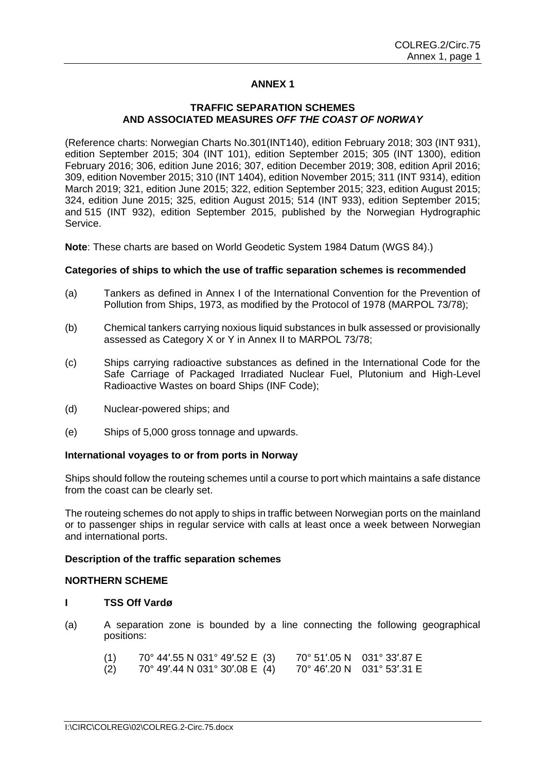# ANNEX 1

## TRAFFIC SEPARATION SCHEMES AND ASSOCIATED MEASURES *OFF THE COAST OF NORWAY*

(Reference charts: Norwegian Charts No.301(INT140), edition February 2018; 303 (INT 931), edition September 2015; 304 (INT 101), edition September 2015; 305 (INT 1300), edition February 2016; 306, edition June 2016; 307, edition December 2019; 308, edition April 2016; 309, edition November 2015; 310 (INT 1404), edition November 2015; 311 (INT 9314), edition March 2019; 321, edition June 2015; 322, edition September 2015; 323, edition August 2015; 324, edition June 2015; 325, edition August 2015; 514 (INT 933), edition September 2015; and 515 (INT 932), edition September 2015, published by the Norwegian Hydrographic Service.

**Note**: These charts are based on World Geodetic System 1984 Datum (WGS 84).)

**Categories of ships to which the use of traffic separation schemes is recommended**

(a) Tankers as defined in Annex I of the International Convention for the Prevention of Pollution from Ships, 1973, as modified by the Protocol of 1978 (MARPOL 73/78);

(b) Chemical tankers carrying noxious liquid substances in bulk assessed or provisionally assessed as Category X or Y in Annex II to MARPOL 73/78;

(c) Ships carrying radioactive substances as defined in the International Code for the Safe Carriage of Packaged Irradiated Nuclear Fuel, Plutonium and High-Level Radioactive Wastes on board Ships (INF Code);

(d) Nuclear-powered ships; and

(e) Ships of 5,000 gross tonnage and upwards.

**International voyages to or from ports in Norway**

Ships should follow the routeing schemes until a course to port which maintains a safe distance from the coast can be clearly set.

The routeing schemes do not apply to ships in traffic between Norwegian ports on the mainland or to passenger ships in regular service with calls at least once a week between Norwegian and international ports.

**Description of the traffic separation schemes**

**NORTHERN SCHEME**

**I TSS Off Vardø**

(a) A separation zone is bounded by a line connecting the following geographical positions:

| | | | |
|---|---|---|---|
| (1) | 70° 44′.55 N 031° 49′.52 E | (3) | 70° 51′.05 N 031° 33′.87 E |
| (2) | 70° 49′.44 N 031° 30′.08 E | (4) | 70° 46′.20 N 031° 53′.31 E |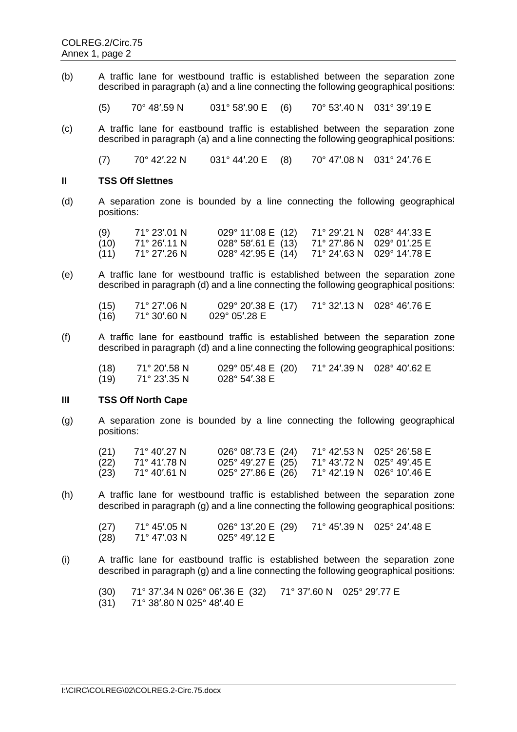(b) A traffic lane for westbound traffic is established between the separation zone described in paragraph (a) and a line connecting the following geographical positions:

| | | | | | |
|---|---|---|---|---|---|
| (5) | 70° 48′.59 N | 031° 58′.90 E | (6) | 70° 53′.40 N | 031° 39′.19 E |

(c) A traffic lane for eastbound traffic is established between the separation zone described in paragraph (a) and a line connecting the following geographical positions:

| | | | | | |
|---|---|---|---|---|---|
| (7) | 70° 42′.22 N | 031° 44′.20 E | (8) | 70° 47′.08 N | 031° 24′.76 E |

## II TSS Off Slettnes

(d) A separation zone is bounded by a line connecting the following geographical positions:

| | | | | | |
|---|---|---|---|---|---|
| (9) | 71° 23′.01 N | 029° 11′.08 E | (12) | 71° 29′.21 N | 028° 44′.33 E |
| (10) | 71° 26′.11 N | 028° 58′.61 E | (13) | 71° 27′.86 N | 029° 01′.25 E |
| (11) | 71° 27′.26 N | 028° 42′.95 E | (14) | 71° 24′.63 N | 029° 14′.78 E |

(e) A traffic lane for westbound traffic is established between the separation zone described in paragraph (d) and a line connecting the following geographical positions:

| | | | | | |
|---|---|---|---|---|---|
| (15) | 71° 27′.06 N | 029° 20′.38 E | (17) | 71° 32′.13 N | 028° 46′.76 E |
| (16) | 71° 30′.60 N | 029° 05′.28 E | | | |

(f) A traffic lane for eastbound traffic is established between the separation zone described in paragraph (d) and a line connecting the following geographical positions:

| | | | | | |
|---|---|---|---|---|---|
| (18) | 71° 20′.58 N | 029° 05′.48 E | (20) | 71° 24′.39 N | 028° 40′.62 E |
| (19) | 71° 23′.35 N | 028° 54′.38 E | | | |

## III TSS Off North Cape

(g) A separation zone is bounded by a line connecting the following geographical positions:

| | | | | | |
|---|---|---|---|---|---|
| (21) | 71° 40′.27 N | 026° 08′.73 E | (24) | 71° 42′.53 N | 025° 26′.58 E |
| (22) | 71° 41′.78 N | 025° 49′.27 E | (25) | 71° 43′.72 N | 025° 49′.45 E |
| (23) | 71° 40′.61 N | 025° 27′.86 E | (26) | 71° 42′.19 N | 026° 10′.46 E |

(h) A traffic lane for westbound traffic is established between the separation zone described in paragraph (g) and a line connecting the following geographical positions:

| | | | | | |
|---|---|---|---|---|---|
| (27) | 71° 45′.05 N | 026° 13′.20 E | (29) | 71° 45′.39 N | 025° 24′.48 E |
| (28) | 71° 47′.03 N | 025° 49′.12 E | | | |

(i) A traffic lane for eastbound traffic is established between the separation zone described in paragraph (g) and a line connecting the following geographical positions:

| | | | | | |
|---|---|---|---|---|---|
| (30) | 71° 37′.34 N | 026° 06′.36 E | (32) | 71° 37′.60 N | 025° 29′.77 E |
| (31) | 71° 38′.80 N | 025° 48′.40 E | | | |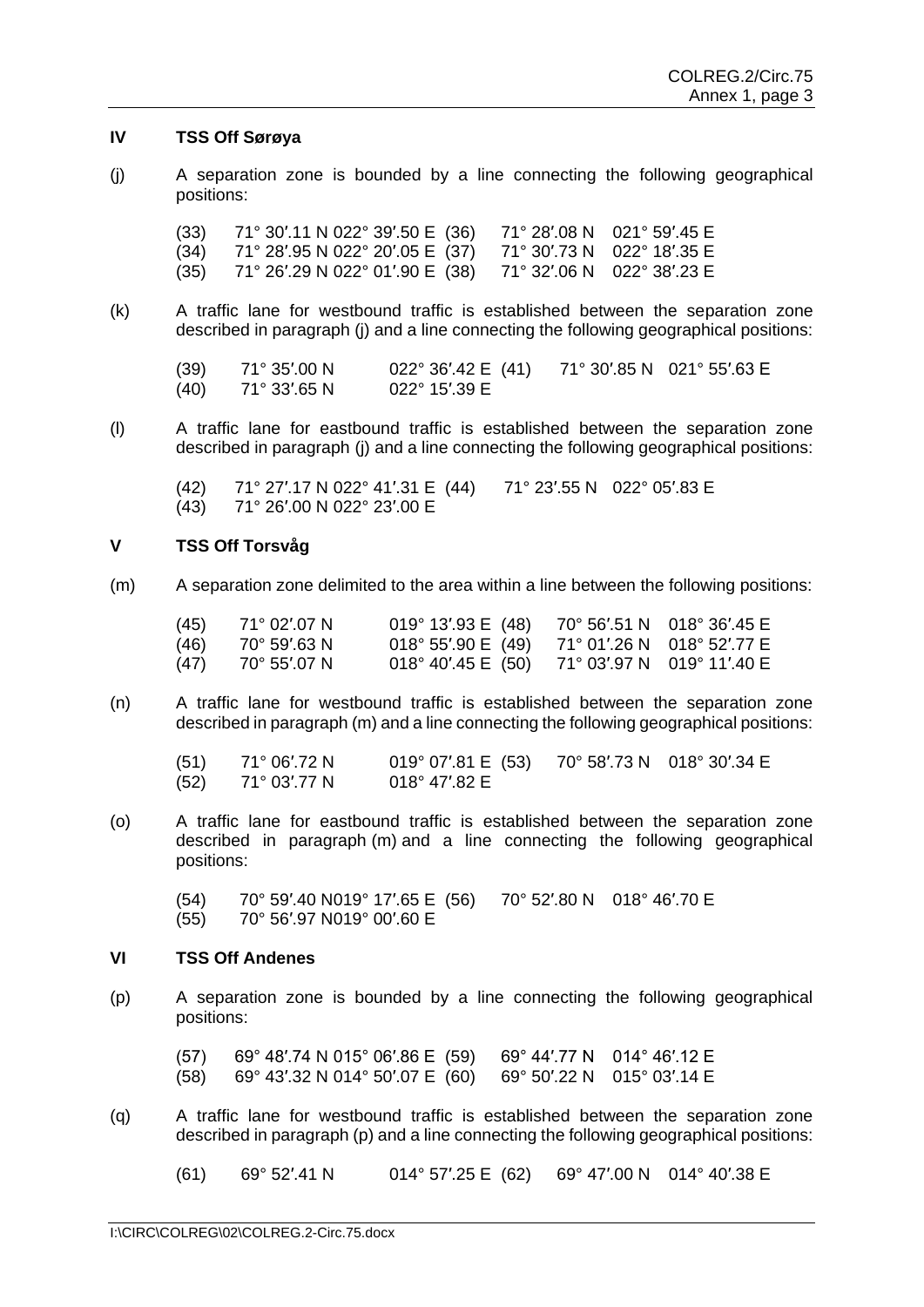## IV TSS Off Sørøya

(j) A separation zone is bounded by a line connecting the following geographical positions:

| | | | | | |
|---|---|---|---|---|---|
| (33) | 71° 30′.11 N | 022° 39′.50 E | (36) | 71° 28′.08 N | 021° 59′.45 E |
| (34) | 71° 28′.95 N | 022° 20′.05 E | (37) | 71° 30′.73 N | 022° 18′.35 E |
| (35) | 71° 26′.29 N | 022° 01′.90 E | (38) | 71° 32′.06 N | 022° 38′.23 E |

(k) A traffic lane for westbound traffic is established between the separation zone described in paragraph (j) and a line connecting the following geographical positions:

| | | | | | |
|---|---|---|---|---|---|
| (39) | 71° 35′.00 N | 022° 36′.42 E | (41) | 71° 30′.85 N | 021° 55′.63 E |
| (40) | 71° 33′.65 N | 022° 15′.39 E | | | |

(l) A traffic lane for eastbound traffic is established between the separation zone described in paragraph (j) and a line connecting the following geographical positions:

| | | | | | |
|---|---|---|---|---|---|
| (42) | 71° 27′.17 N | 022° 41′.31 E | (44) | 71° 23′.55 N | 022° 05′.83 E |
| (43) | 71° 26′.00 N | 022° 23′.00 E | | | |

## V TSS Off Torsvåg

(m) A separation zone delimited to the area within a line between the following positions:

| | | | | | |
|---|---|---|---|---|---|
| (45) | 71° 02′.07 N | 019° 13′.93 E | (48) | 70° 56′.51 N | 018° 36′.45 E |
| (46) | 70° 59′.63 N | 018° 55′.90 E | (49) | 71° 01′.26 N | 018° 52′.77 E |
| (47) | 70° 55′.07 N | 018° 40′.45 E | (50) | 71° 03′.97 N | 019° 11′.40 E |

(n) A traffic lane for westbound traffic is established between the separation zone described in paragraph (m) and a line connecting the following geographical positions:

| | | | | | |
|---|---|---|---|---|---|
| (51) | 71° 06′.72 N | 019° 07′.81 E | (53) | 70° 58′.73 N | 018° 30′.34 E |
| (52) | 71° 03′.77 N | 018° 47′.82 E | | | |

(o) A traffic lane for eastbound traffic is established between the separation zone described in paragraph (m) and a line connecting the following geographical positions:

| | | | | | |
|---|---|---|---|---|---|
| (54) | 70° 59′.40 N | 019° 17′.65 E | (56) | 70° 52′.80 N | 018° 46′.70 E |
| (55) | 70° 56′.97 N | 019° 00′.60 E | | | |

## VI TSS Off Andenes

(p) A separation zone is bounded by a line connecting the following geographical positions:

| | | | | | |
|---|---|---|---|---|---|
| (57) | 69° 48′.74 N | 015° 06′.86 E | (59) | 69° 44′.77 N | 014° 46′.12 E |
| (58) | 69° 43′.32 N | 014° 50′.07 E | (60) | 69° 50′.22 N | 015° 03′.14 E |

(q) A traffic lane for westbound traffic is established between the separation zone described in paragraph (p) and a line connecting the following geographical positions:

| | | | | | |
|---|---|---|---|---|---|
| (61) | 69° 52′.41 N | 014° 57′.25 E | (62) | 69° 47′.00 N | 014° 40′.38 E |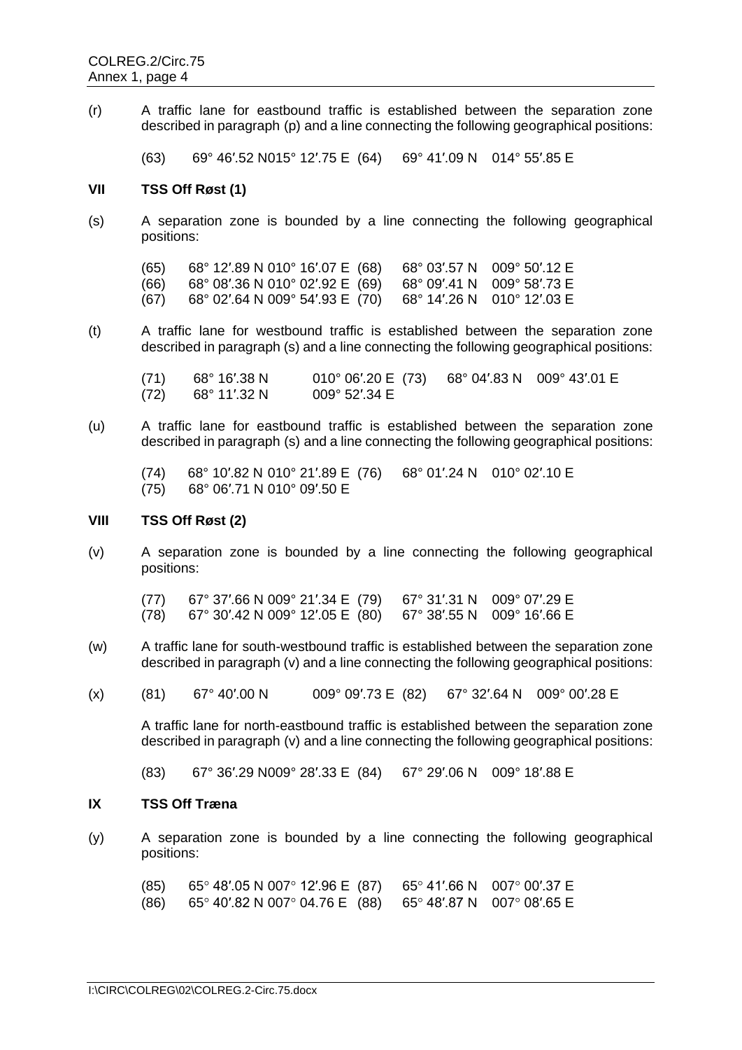(r) A traffic lane for eastbound traffic is established between the separation zone described in paragraph (p) and a line connecting the following geographical positions:

(63) 69° 46′.52 N 015° 12′.75 E (64) 69° 41′.09 N 014° 55′.85 E

**VII TSS Off Røst (1)**

(s) A separation zone is bounded by a line connecting the following geographical positions:

(65) 68° 12′.89 N 010° 16′.07 E (68) 68° 03′.57 N 009° 50′.12 E
(66) 68° 08′.36 N 010° 02′.92 E (69) 68° 09′.41 N 009° 58′.73 E
(67) 68° 02′.64 N 009° 54′.93 E (70) 68° 14′.26 N 010° 12′.03 E

(t) A traffic lane for westbound traffic is established between the separation zone described in paragraph (s) and a line connecting the following geographical positions:

(71) 68° 16′.38 N 010° 06′.20 E (73) 68° 04′.83 N 009° 43′.01 E
(72) 68° 11′.32 N 009° 52′.34 E

(u) A traffic lane for eastbound traffic is established between the separation zone described in paragraph (s) and a line connecting the following geographical positions:

(74) 68° 10′.82 N 010° 21′.89 E (76) 68° 01′.24 N 010° 02′.10 E
(75) 68° 06′.71 N 010° 09′.50 E

**VIII TSS Off Røst (2)**

(v) A separation zone is bounded by a line connecting the following geographical positions:

(77) 67° 37′.66 N 009° 21′.34 E (79) 67° 31′.31 N 009° 07′.29 E
(78) 67° 30′.42 N 009° 12′.05 E (80) 67° 38′.55 N 009° 16′.66 E

(w) A traffic lane for south-westbound traffic is established between the separation zone described in paragraph (v) and a line connecting the following geographical positions:

(x) (81) 67° 40′.00 N 009° 09′.73 E (82) 67° 32′.64 N 009° 00′.28 E

A traffic lane for north-eastbound traffic is established between the separation zone described in paragraph (v) and a line connecting the following geographical positions:

(83) 67° 36′.29 N 009° 28′.33 E (84) 67° 29′.06 N 009° 18′.88 E

**IX TSS Off Træna**

(y) A separation zone is bounded by a line connecting the following geographical positions:

(85) 65° 48′.05 N 007° 12′.96 E (87) 65° 41′.66 N 007° 00′.37 E
(86) 65° 40′.82 N 007° 04.76 E (88) 65° 48′.87 N 007° 08′.65 E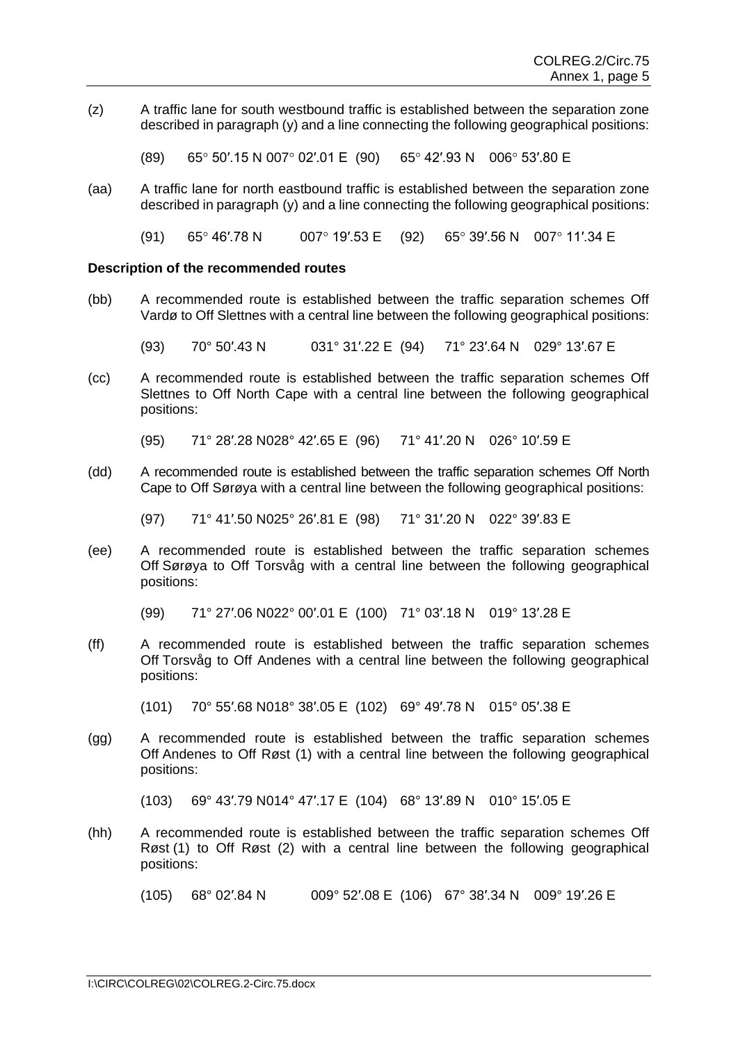(z) A traffic lane for south westbound traffic is established between the separation zone described in paragraph (y) and a line connecting the following geographical positions:

(89) 65° 50′.15 N 007° 02′.01 E (90) 65° 42′.93 N 006° 53′.80 E

(aa) A traffic lane for north eastbound traffic is established between the separation zone described in paragraph (y) and a line connecting the following geographical positions:

(91) 65° 46′.78 N 007° 19′.53 E (92) 65° 39′.56 N 007° 11′.34 E

**Description of the recommended routes**

(bb) A recommended route is established between the traffic separation schemes Off Vardø to Off Slettnes with a central line between the following geographical positions:

(93) 70° 50′.43 N 031° 31′.22 E (94) 71° 23′.64 N 029° 13′.67 E

(cc) A recommended route is established between the traffic separation schemes Off Slettnes to Off North Cape with a central line between the following geographical positions:

(95) 71° 28′.28 N028° 42′.65 E (96) 71° 41′.20 N 026° 10′.59 E

(dd) A recommended route is established between the traffic separation schemes Off North Cape to Off Sørøya with a central line between the following geographical positions:

(97) 71° 41′.50 N025° 26′.81 E (98) 71° 31′.20 N 022° 39′.83 E

(ee) A recommended route is established between the traffic separation schemes Off Sørøya to Off Torsvåg with a central line between the following geographical positions:

(99) 71° 27′.06 N022° 00′.01 E (100) 71° 03′.18 N 019° 13′.28 E

(ff) A recommended route is established between the traffic separation schemes Off Torsvåg to Off Andenes with a central line between the following geographical positions:

(101) 70° 55′.68 N018° 38′.05 E (102) 69° 49′.78 N 015° 05′.38 E

(gg) A recommended route is established between the traffic separation schemes Off Andenes to Off Røst (1) with a central line between the following geographical positions:

(103) 69° 43′.79 N014° 47′.17 E (104) 68° 13′.89 N 010° 15′.05 E

(hh) A recommended route is established between the traffic separation schemes Off Røst (1) to Off Røst (2) with a central line between the following geographical positions:

(105) 68° 02′.84 N 009° 52′.08 E (106) 67° 38′.34 N 009° 19′.26 E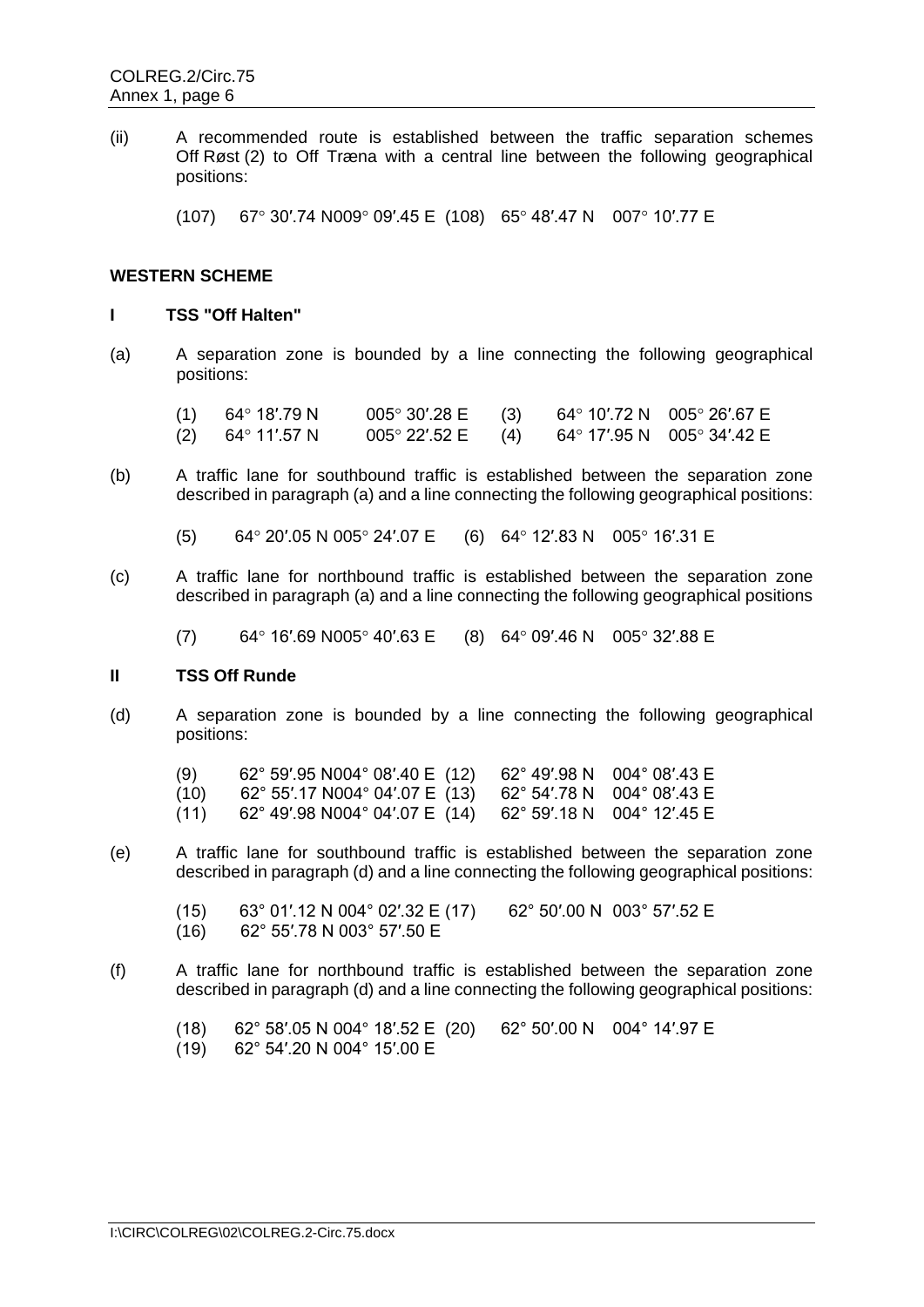(ii) A recommended route is established between the traffic separation schemes Off Røst (2) to Off Træna with a central line between the following geographical positions:

(107) 67° 30′.74 N009° 09′.45 E (108) 65° 48′.47 N 007° 10′.77 E

**WESTERN SCHEME**

**I TSS "Off Halten"**

(a) A separation zone is bounded by a line connecting the following geographical positions:

| | | | | | |
|---|---|---|---|---|---|
| (1) | 64° 18′.79 N | 005° 30′.28 E | (3) | 64° 10′.72 N | 005° 26′.67 E |
| (2) | 64° 11′.57 N | 005° 22′.52 E | (4) | 64° 17′.95 N | 005° 34′.42 E |

(b) A traffic lane for southbound traffic is established between the separation zone described in paragraph (a) and a line connecting the following geographical positions:

(5) 64° 20′.05 N 005° 24′.07 E (6) 64° 12′.83 N 005° 16′.31 E

(c) A traffic lane for northbound traffic is established between the separation zone described in paragraph (a) and a line connecting the following geographical positions

(7) 64° 16′.69 N005° 40′.63 E (8) 64° 09′.46 N 005° 32′.88 E

**II TSS Off Runde**

(d) A separation zone is bounded by a line connecting the following geographical positions:

| | | | | |
|---|---|---|---|---|
| (9) | 62° 59′.95 N004° 08′.40 E | (12) | 62° 49′.98 N | 004° 08′.43 E |
| (10) | 62° 55′.17 N004° 04′.07 E | (13) | 62° 54′.78 N | 004° 08′.43 E |
| (11) | 62° 49′.98 N004° 04′.07 E | (14) | 62° 59′.18 N | 004° 12′.45 E |

(e) A traffic lane for southbound traffic is established between the separation zone described in paragraph (d) and a line connecting the following geographical positions:

(15) 63° 01′.12 N 004° 02′.32 E (17) 62° 50′.00 N 003° 57′.52 E
(16) 62° 55′.78 N 003° 57′.50 E

(f) A traffic lane for northbound traffic is established between the separation zone described in paragraph (d) and a line connecting the following geographical positions:

(18) 62° 58′.05 N 004° 18′.52 E (20) 62° 50′.00 N 004° 14′.97 E
(19) 62° 54′.20 N 004° 15′.00 E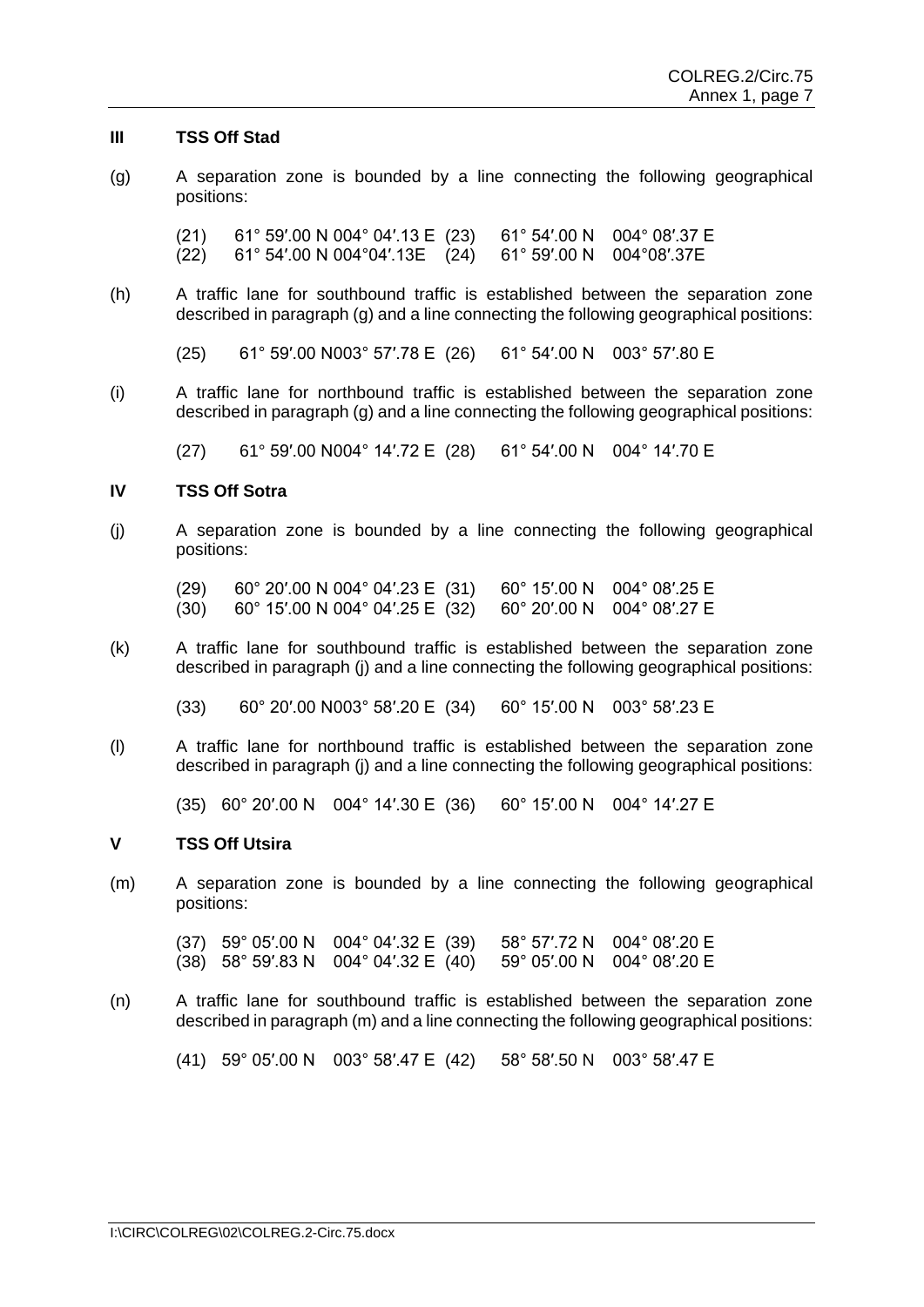### III TSS Off Stad

(g) A separation zone is bounded by a line connecting the following geographical positions:

| | | | |
|---|---|---|---|
| (21) | 61° 59′.00 N 004° 04′.13 E | (23) | 61° 54′.00 N 004° 08′.37 E |
| (22) | 61° 54′.00 N 004°04′.13E | (24) | 61° 59′.00 N 004°08′.37E |

(h) A traffic lane for southbound traffic is established between the separation zone described in paragraph (g) and a line connecting the following geographical positions:

(25) 61° 59′.00 N003° 57′.78 E (26) 61° 54′.00 N 003° 57′.80 E

(i) A traffic lane for northbound traffic is established between the separation zone described in paragraph (g) and a line connecting the following geographical positions:

(27) 61° 59′.00 N004° 14′.72 E (28) 61° 54′.00 N 004° 14′.70 E

### IV TSS Off Sotra

(j) A separation zone is bounded by a line connecting the following geographical positions:

| | | | |
|---|---|---|---|
| (29) | 60° 20′.00 N 004° 04′.23 E | (31) | 60° 15′.00 N 004° 08′.25 E |
| (30) | 60° 15′.00 N 004° 04′.25 E | (32) | 60° 20′.00 N 004° 08′.27 E |

(k) A traffic lane for southbound traffic is established between the separation zone described in paragraph (j) and a line connecting the following geographical positions:

(33) 60° 20′.00 N003° 58′.20 E (34) 60° 15′.00 N 003° 58′.23 E

(l) A traffic lane for northbound traffic is established between the separation zone described in paragraph (j) and a line connecting the following geographical positions:

(35) 60° 20′.00 N 004° 14′.30 E (36) 60° 15′.00 N 004° 14′.27 E

### V TSS Off Utsira

(m) A separation zone is bounded by a line connecting the following geographical positions:

| | | | |
|---|---|---|---|
| (37) | 59° 05′.00 N 004° 04′.32 E | (39) | 58° 57′.72 N 004° 08′.20 E |
| (38) | 58° 59′.83 N 004° 04′.32 E | (40) | 59° 05′.00 N 004° 08′.20 E |

(n) A traffic lane for southbound traffic is established between the separation zone described in paragraph (m) and a line connecting the following geographical positions:

(41) 59° 05′.00 N 003° 58′.47 E (42) 58° 58′.50 N 003° 58′.47 E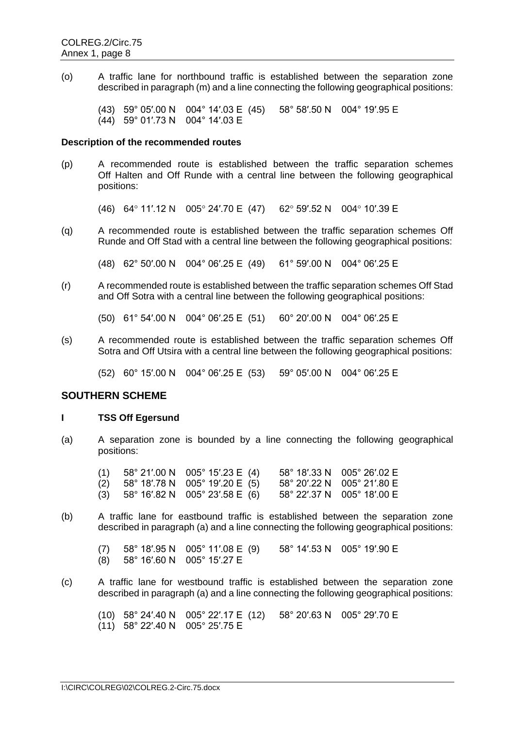(o) A traffic lane for northbound traffic is established between the separation zone described in paragraph (m) and a line connecting the following geographical positions:

| | | | | | |
|---|---|---|---|---|---|
| (43) | 59° 05′.00 N | 004° 14′.03 E | (45) | 58° 58′.50 N | 004° 19′.95 E |
| (44) | 59° 01′.73 N | 004° 14′.03 E | | | |

**Description of the recommended routes**

(p) A recommended route is established between the traffic separation schemes Off Halten and Off Runde with a central line between the following geographical positions:

(46) 64° 11′.12 N 005° 24′.70 E (47) 62° 59′.52 N 004° 10′.39 E

(q) A recommended route is established between the traffic separation schemes Off Runde and Off Stad with a central line between the following geographical positions:

(48) 62° 50′.00 N 004° 06′.25 E (49) 61° 59′.00 N 004° 06′.25 E

(r) A recommended route is established between the traffic separation schemes Off Stad and Off Sotra with a central line between the following geographical positions:

(50) 61° 54′.00 N 004° 06′.25 E (51) 60° 20′.00 N 004° 06′.25 E

(s) A recommended route is established between the traffic separation schemes Off Sotra and Off Utsira with a central line between the following geographical positions:

(52) 60° 15′.00 N 004° 06′.25 E (53) 59° 05′.00 N 004° 06′.25 E

## SOUTHERN SCHEME

### I TSS Off Egersund

(a) A separation zone is bounded by a line connecting the following geographical positions:

| | | | | | |
|---|---|---|---|---|---|
| (1) | 58° 21′.00 N | 005° 15′.23 E | (4) | 58° 18′.33 N | 005° 26′.02 E |
| (2) | 58° 18′.78 N | 005° 19′.20 E | (5) | 58° 20′.22 N | 005° 21′.80 E |
| (3) | 58° 16′.82 N | 005° 23′.58 E | (6) | 58° 22′.37 N | 005° 18′.00 E |

(b) A traffic lane for eastbound traffic is established between the separation zone described in paragraph (a) and a line connecting the following geographical positions:

| | | | | | |
|---|---|---|---|---|---|
| (7) | 58° 18′.95 N | 005° 11′.08 E | (9) | 58° 14′.53 N | 005° 19′.90 E |
| (8) | 58° 16′.60 N | 005° 15′.27 E | | | |

(c) A traffic lane for westbound traffic is established between the separation zone described in paragraph (a) and a line connecting the following geographical positions:

| | | | | | |
|---|---|---|---|---|---|
| (10) | 58° 24′.40 N | 005° 22′.17 E | (12) | 58° 20′.63 N | 005° 29′.70 E |
| (11) | 58° 22′.40 N | 005° 25′.75 E | | | |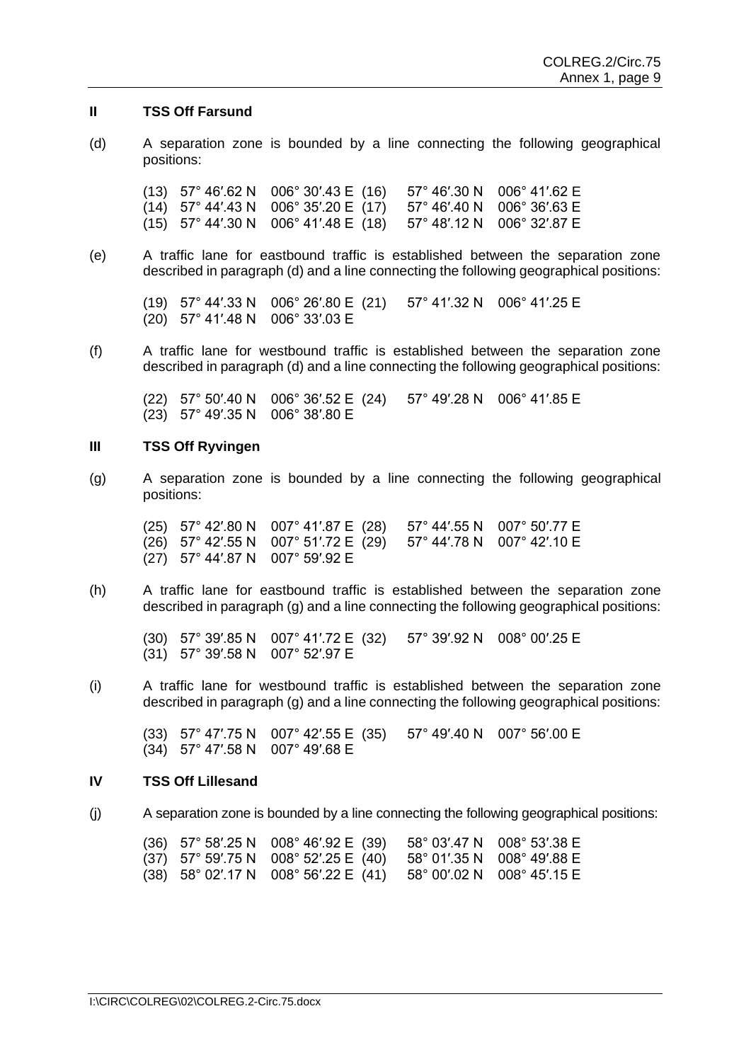## II TSS Off Farsund

(d) A separation zone is bounded by a line connecting the following geographical positions:

| | | | | | |
|---|---|---|---|---|---|
| (13) | 57° 46′.62 N | 006° 30′.43 E | (16) | 57° 46′.30 N | 006° 41′.62 E |
| (14) | 57° 44′.43 N | 006° 35′.20 E | (17) | 57° 46′.40 N | 006° 36′.63 E |
| (15) | 57° 44′.30 N | 006° 41′.48 E | (18) | 57° 48′.12 N | 006° 32′.87 E |

(e) A traffic lane for eastbound traffic is established between the separation zone described in paragraph (d) and a line connecting the following geographical positions:

| | | | | | |
|---|---|---|---|---|---|
| (19) | 57° 44′.33 N | 006° 26′.80 E | (21) | 57° 41′.32 N | 006° 41′.25 E |
| (20) | 57° 41′.48 N | 006° 33′.03 E | | | |

(f) A traffic lane for westbound traffic is established between the separation zone described in paragraph (d) and a line connecting the following geographical positions:

| | | | | | |
|---|---|---|---|---|---|
| (22) | 57° 50′.40 N | 006° 36′.52 E | (24) | 57° 49′.28 N | 006° 41′.85 E |
| (23) | 57° 49′.35 N | 006° 38′.80 E | | | |

## III TSS Off Ryvingen

(g) A separation zone is bounded by a line connecting the following geographical positions:

| | | | | | |
|---|---|---|---|---|---|
| (25) | 57° 42′.80 N | 007° 41′.87 E | (28) | 57° 44′.55 N | 007° 50′.77 E |
| (26) | 57° 42′.55 N | 007° 51′.72 E | (29) | 57° 44′.78 N | 007° 42′.10 E |
| (27) | 57° 44′.87 N | 007° 59′.92 E | | | |

(h) A traffic lane for eastbound traffic is established between the separation zone described in paragraph (g) and a line connecting the following geographical positions:

| | | | | | |
|---|---|---|---|---|---|
| (30) | 57° 39′.85 N | 007° 41′.72 E | (32) | 57° 39′.92 N | 008° 00′.25 E |
| (31) | 57° 39′.58 N | 007° 52′.97 E | | | |

(i) A traffic lane for westbound traffic is established between the separation zone described in paragraph (g) and a line connecting the following geographical positions:

| | | | | | |
|---|---|---|---|---|---|
| (33) | 57° 47′.75 N | 007° 42′.55 E | (35) | 57° 49′.40 N | 007° 56′.00 E |
| (34) | 57° 47′.58 N | 007° 49′.68 E | | | |

## IV TSS Off Lillesand

(j) A separation zone is bounded by a line connecting the following geographical positions:

| | | | | | |
|---|---|---|---|---|---|
| (36) | 57° 58′.25 N | 008° 46′.92 E | (39) | 58° 03′.47 N | 008° 53′.38 E |
| (37) | 57° 59′.75 N | 008° 52′.25 E | (40) | 58° 01′.35 N | 008° 49′.88 E |
| (38) | 58° 02′.17 N | 008° 56′.22 E | (41) | 58° 00′.02 N | 008° 45′.15 E |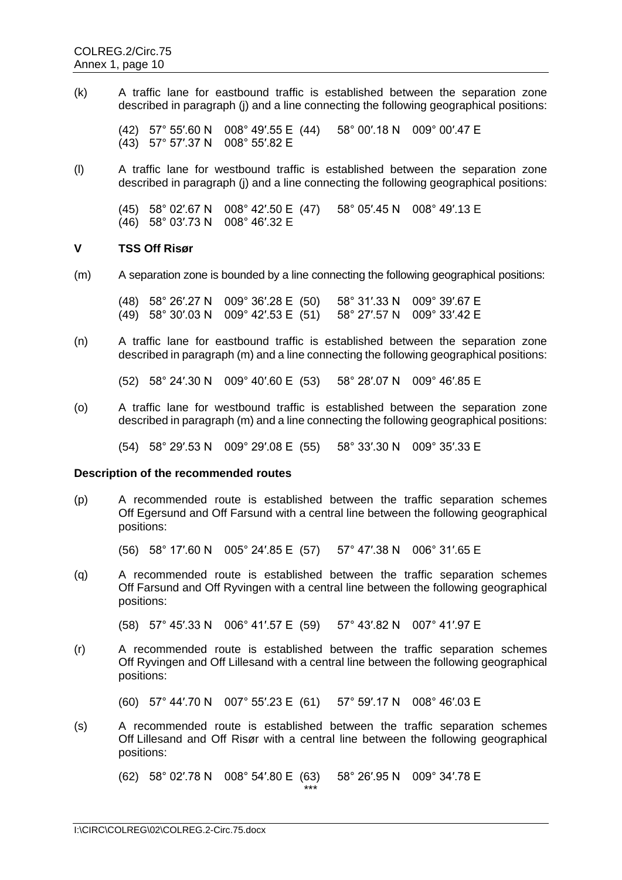(k) A traffic lane for eastbound traffic is established between the separation zone described in paragraph (j) and a line connecting the following geographical positions:

(42) 57° 55′.60 N 008° 49′.55 E (44) 58° 00′.18 N 009° 00′.47 E
(43) 57° 57′.37 N 008° 55′.82 E

(l) A traffic lane for westbound traffic is established between the separation zone described in paragraph (j) and a line connecting the following geographical positions:

(45) 58° 02′.67 N 008° 42′.50 E (47) 58° 05′.45 N 008° 49′.13 E
(46) 58° 03′.73 N 008° 46′.32 E

**V TSS Off Risør**

(m) A separation zone is bounded by a line connecting the following geographical positions:

(48) 58° 26′.27 N 009° 36′.28 E (50) 58° 31′.33 N 009° 39′.67 E
(49) 58° 30′.03 N 009° 42′.53 E (51) 58° 27′.57 N 009° 33′.42 E

(n) A traffic lane for eastbound traffic is established between the separation zone described in paragraph (m) and a line connecting the following geographical positions:

(52) 58° 24′.30 N 009° 40′.60 E (53) 58° 28′.07 N 009° 46′.85 E

(o) A traffic lane for westbound traffic is established between the separation zone described in paragraph (m) and a line connecting the following geographical positions:

(54) 58° 29′.53 N 009° 29′.08 E (55) 58° 33′.30 N 009° 35′.33 E

**Description of the recommended routes**

(p) A recommended route is established between the traffic separation schemes Off Egersund and Off Farsund with a central line between the following geographical positions:

(56) 58° 17′.60 N 005° 24′.85 E (57) 57° 47′.38 N 006° 31′.65 E

(q) A recommended route is established between the traffic separation schemes Off Farsund and Off Ryvingen with a central line between the following geographical positions:

(58) 57° 45′.33 N 006° 41′.57 E (59) 57° 43′.82 N 007° 41′.97 E

(r) A recommended route is established between the traffic separation schemes Off Ryvingen and Off Lillesand with a central line between the following geographical positions:

(60) 57° 44′.70 N 007° 55′.23 E (61) 57° 59′.17 N 008° 46′.03 E

(s) A recommended route is established between the traffic separation schemes Off Lillesand and Off Risør with a central line between the following geographical positions:

(62) 58° 02′.78 N 008° 54′.80 E (63) 58° 26′.95 N 009° 34′.78 E

***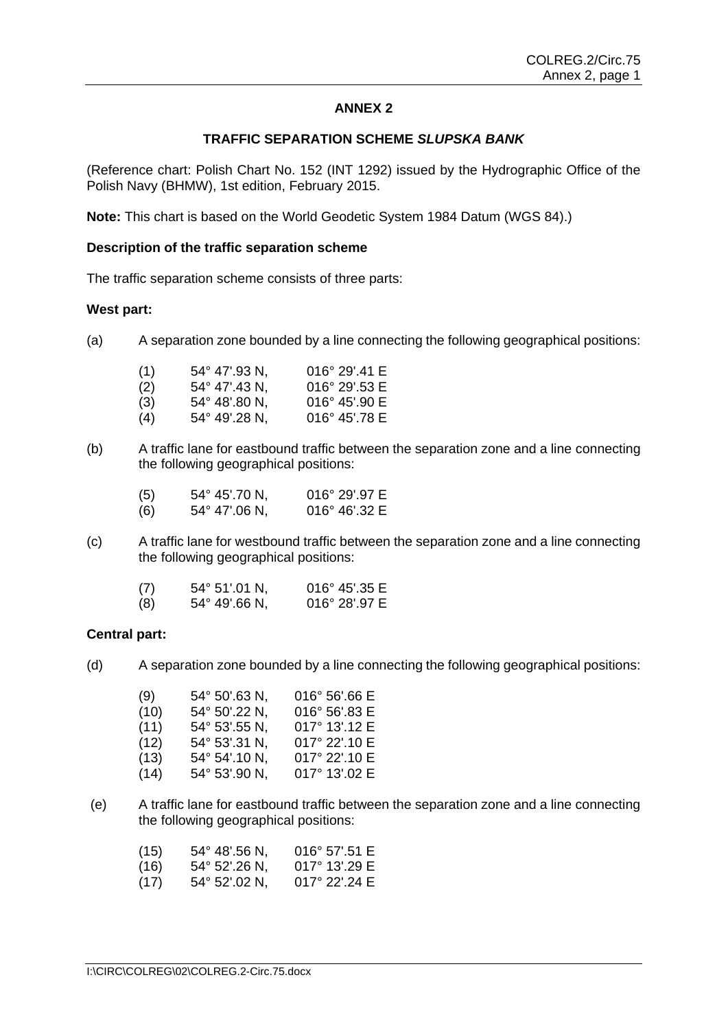## ANNEX 2

### TRAFFIC SEPARATION SCHEME *SLUPSKA BANK*

(Reference chart: Polish Chart No. 152 (INT 1292) issued by the Hydrographic Office of the Polish Navy (BHMW), 1st edition, February 2015.

**Note:** This chart is based on the World Geodetic System 1984 Datum (WGS 84).)

**Description of the traffic separation scheme**

The traffic separation scheme consists of three parts:

**West part:**

(a) A separation zone bounded by a line connecting the following geographical positions:

| | | |
|---|---|---|
| (1) | 54° 47'.93 N, | 016° 29'.41 E |
| (2) | 54° 47'.43 N, | 016° 29'.53 E |
| (3) | 54° 48'.80 N, | 016° 45'.90 E |
| (4) | 54° 49'.28 N, | 016° 45'.78 E |

(b) A traffic lane for eastbound traffic between the separation zone and a line connecting the following geographical positions:

| | | |
|---|---|---|
| (5) | 54° 45'.70 N, | 016° 29'.97 E |
| (6) | 54° 47'.06 N, | 016° 46'.32 E |

(c) A traffic lane for westbound traffic between the separation zone and a line connecting the following geographical positions:

| | | |
|---|---|---|
| (7) | 54° 51'.01 N, | 016° 45'.35 E |
| (8) | 54° 49'.66 N, | 016° 28'.97 E |

**Central part:**

(d) A separation zone bounded by a line connecting the following geographical positions:

| | | |
|---|---|---|
| (9) | 54° 50'.63 N, | 016° 56'.66 E |
| (10) | 54° 50'.22 N, | 016° 56'.83 E |
| (11) | 54° 53'.55 N, | 017° 13'.12 E |
| (12) | 54° 53'.31 N, | 017° 22'.10 E |
| (13) | 54° 54'.10 N, | 017° 22'.10 E |
| (14) | 54° 53'.90 N, | 017° 13'.02 E |

(e) A traffic lane for eastbound traffic between the separation zone and a line connecting the following geographical positions:

| | | |
|---|---|---|
| (15) | 54° 48'.56 N, | 016° 57'.51 E |
| (16) | 54° 52'.26 N, | 017° 13'.29 E |
| (17) | 54° 52'.02 N, | 017° 22'.24 E |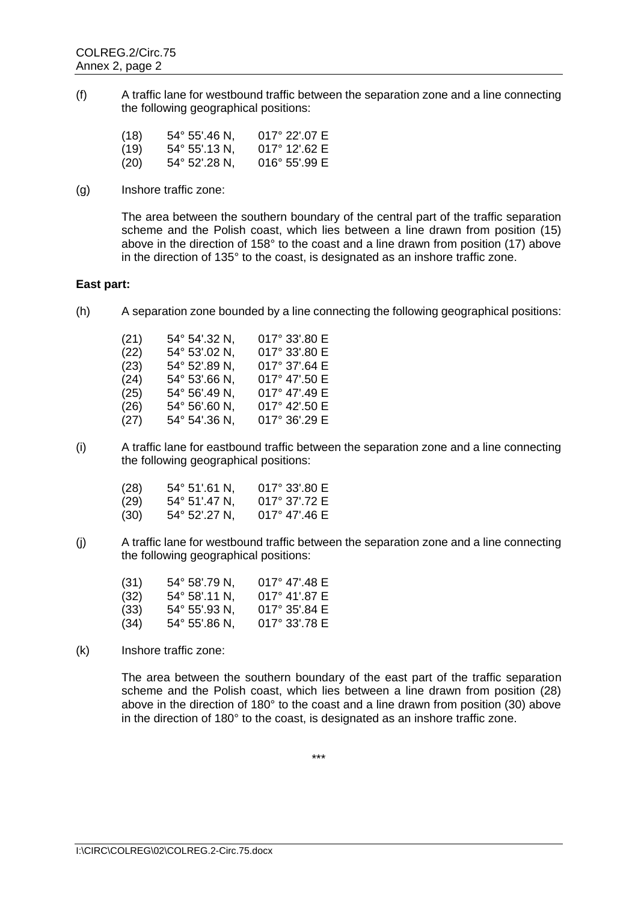(f) A traffic lane for westbound traffic between the separation zone and a line connecting the following geographical positions:

| | | |
|---|---|---|
| (18) | 54° 55'.46 N, | 017° 22'.07 E |
| (19) | 54° 55'.13 N, | 017° 12'.62 E |
| (20) | 54° 52'.28 N, | 016° 55'.99 E |

(g) Inshore traffic zone:

The area between the southern boundary of the central part of the traffic separation scheme and the Polish coast, which lies between a line drawn from position (15) above in the direction of 158° to the coast and a line drawn from position (17) above in the direction of 135° to the coast, is designated as an inshore traffic zone.

**East part:**

(h) A separation zone bounded by a line connecting the following geographical positions:

| | | |
|---|---|---|
| (21) | 54° 54'.32 N, | 017° 33'.80 E |
| (22) | 54° 53'.02 N, | 017° 33'.80 E |
| (23) | 54° 52'.89 N, | 017° 37'.64 E |
| (24) | 54° 53'.66 N, | 017° 47'.50 E |
| (25) | 54° 56'.49 N, | 017° 47'.49 E |
| (26) | 54° 56'.60 N, | 017° 42'.50 E |
| (27) | 54° 54'.36 N, | 017° 36'.29 E |

(i) A traffic lane for eastbound traffic between the separation zone and a line connecting the following geographical positions:

| | | |
|---|---|---|
| (28) | 54° 51'.61 N, | 017° 33'.80 E |
| (29) | 54° 51'.47 N, | 017° 37'.72 E |
| (30) | 54° 52'.27 N, | 017° 47'.46 E |

(j) A traffic lane for westbound traffic between the separation zone and a line connecting the following geographical positions:

| | | |
|---|---|---|
| (31) | 54° 58'.79 N, | 017° 47'.48 E |
| (32) | 54° 58'.11 N, | 017° 41'.87 E |
| (33) | 54° 55'.93 N, | 017° 35'.84 E |
| (34) | 54° 55'.86 N, | 017° 33'.78 E |

(k) Inshore traffic zone:

The area between the southern boundary of the east part of the traffic separation scheme and the Polish coast, which lies between a line drawn from position (28) above in the direction of 180° to the coast and a line drawn from position (30) above in the direction of 180° to the coast, is designated as an inshore traffic zone.

***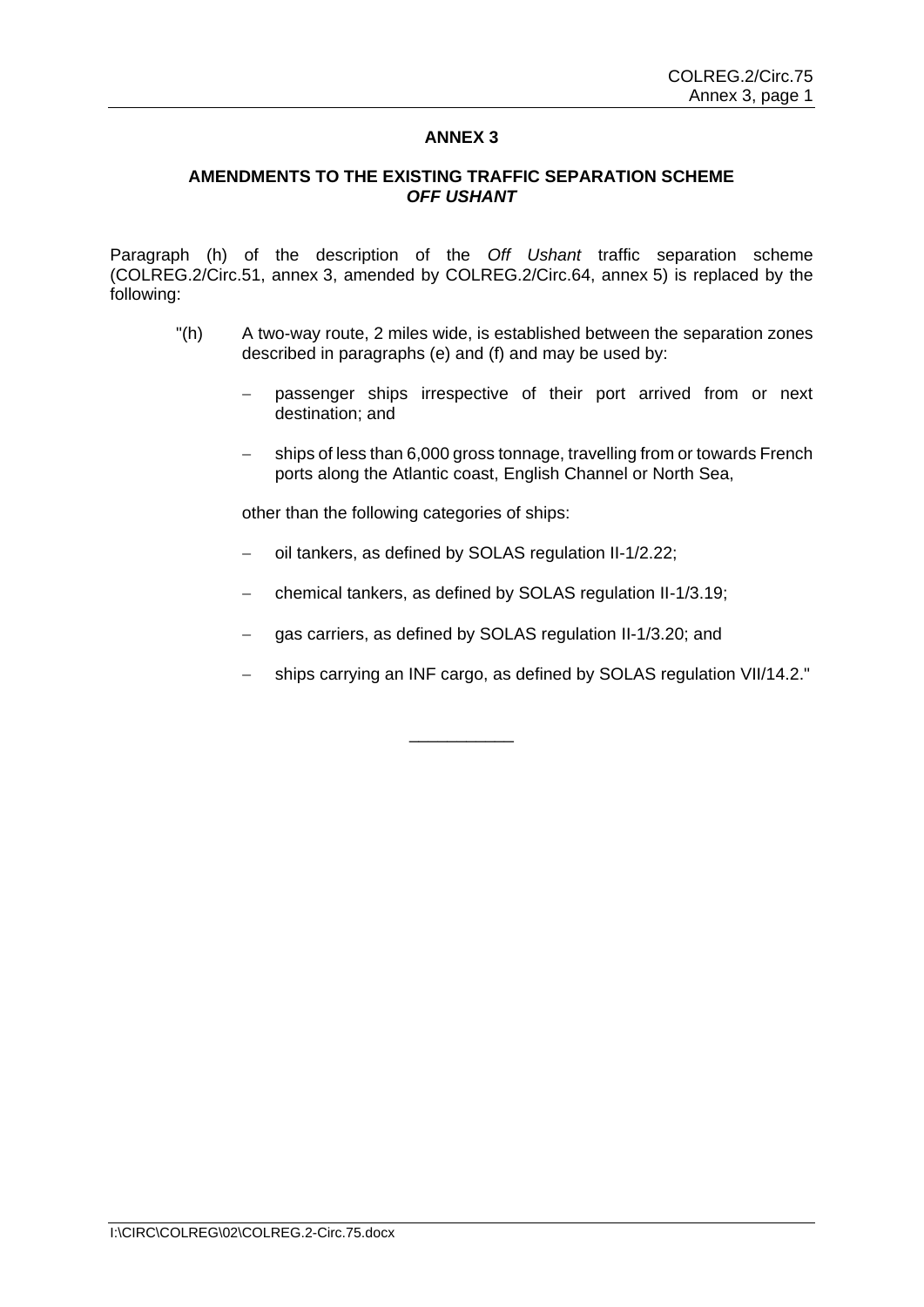## ANNEX 3

### AMENDMENTS TO THE EXISTING TRAFFIC SEPARATION SCHEME *OFF USHANT*

Paragraph (h) of the description of the *Off Ushant* traffic separation scheme (COLREG.2/Circ.51, annex 3, amended by COLREG.2/Circ.64, annex 5) is replaced by the following:

"(h) A two-way route, 2 miles wide, is established between the separation zones described in paragraphs (e) and (f) and may be used by:

- passenger ships irrespective of their port arrived from or next destination; and

- ships of less than 6,000 gross tonnage, travelling from or towards French ports along the Atlantic coast, English Channel or North Sea,

other than the following categories of ships:

- oil tankers, as defined by SOLAS regulation II-1/2.22;

- chemical tankers, as defined by SOLAS regulation II-1/3.19;

- gas carriers, as defined by SOLAS regulation II-1/3.20; and

- ships carrying an INF cargo, as defined by SOLAS regulation VII/14.2."

___________